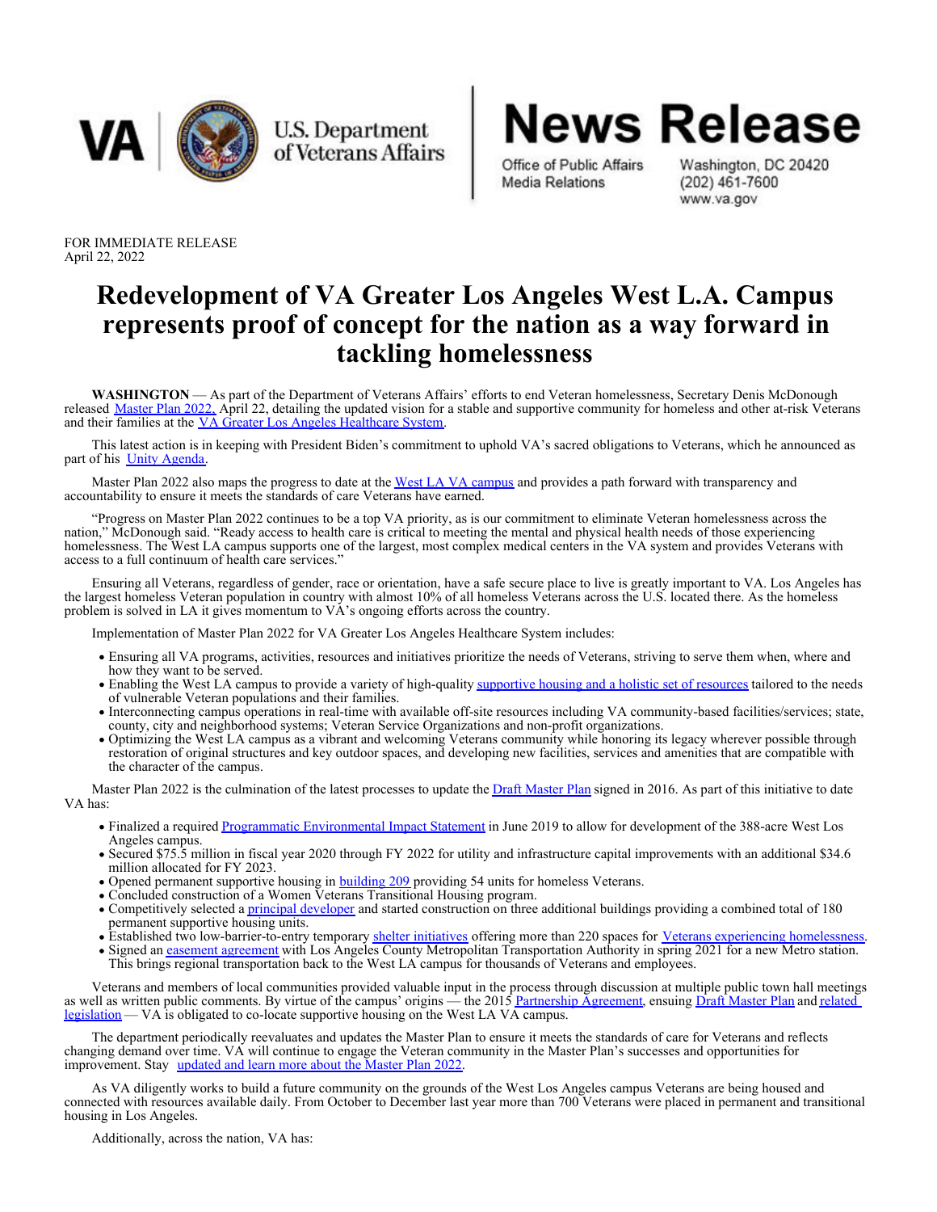VA | U.S. Department of Veterans Affairs

# News Release

Office of Public Affairs
Media Relations

Washington, DC 20420
(202) 461-7600
www.va.gov

FOR IMMEDIATE RELEASE
April 22, 2022

# Redevelopment of VA Greater Los Angeles West L.A. Campus represents proof of concept for the nation as a way forward in tackling homelessness

**WASHINGTON** — As part of the Department of Veterans Affairs' efforts to end Veteran homelessness, Secretary Denis McDonough released Master Plan 2022, April 22, detailing the updated vision for a stable and supportive community for homeless and other at-risk Veterans and their families at the VA Greater Los Angeles Healthcare System.

This latest action is in keeping with President Biden's commitment to uphold VA's sacred obligations to Veterans, which he announced as part of his Unity Agenda.

Master Plan 2022 also maps the progress to date at the West LA VA campus and provides a path forward with transparency and accountability to ensure it meets the standards of care Veterans have earned.

"Progress on Master Plan 2022 continues to be a top VA priority, as is our commitment to eliminate Veteran homelessness across the nation," McDonough said. "Ready access to health care is critical to meeting the mental and physical health needs of those experiencing homelessness. The West LA campus supports one of the largest, most complex medical centers in the VA system and provides Veterans with access to a full continuum of health care services."

Ensuring all Veterans, regardless of gender, race or orientation, have a safe secure place to live is greatly important to VA. Los Angeles has the largest homeless Veteran population in country with almost 10% of all homeless Veterans across the U.S. located there. As the homeless problem is solved in LA it gives momentum to VA's ongoing efforts across the country.

Implementation of Master Plan 2022 for VA Greater Los Angeles Healthcare System includes:

- Ensuring all VA programs, activities, resources and initiatives prioritize the needs of Veterans, striving to serve them when, where and how they want to be served.
- Enabling the West LA campus to provide a variety of high-quality supportive housing and a holistic set of resources tailored to the needs of vulnerable Veteran populations and their families.
- Interconnecting campus operations in real-time with available off-site resources including VA community-based facilities/services; state, county, city and neighborhood systems; Veteran Service Organizations and non-profit organizations.
- Optimizing the West LA campus as a vibrant and welcoming Veterans community while honoring its legacy wherever possible through restoration of original structures and key outdoor spaces, and developing new facilities, services and amenities that are compatible with the character of the campus.

Master Plan 2022 is the culmination of the latest processes to update the Draft Master Plan signed in 2016. As part of this initiative to date VA has:

- Finalized a required Programmatic Environmental Impact Statement in June 2019 to allow for development of the 388-acre West Los Angeles campus.
- Secured $75.5 million in fiscal year 2020 through FY 2022 for utility and infrastructure capital improvements with an additional $34.6 million allocated for FY 2023.
- Opened permanent supportive housing in building 209 providing 54 units for homeless Veterans.
- Concluded construction of a Women Veterans Transitional Housing program.
- Competitively selected a principal developer and started construction on three additional buildings providing a combined total of 180 permanent supportive housing units.
- Established two low-barrier-to-entry temporary shelter initiatives offering more than 220 spaces for Veterans experiencing homelessness.
- Signed an easement agreement with Los Angeles County Metropolitan Transportation Authority in spring 2021 for a new Metro station. This brings regional transportation back to the West LA campus for thousands of Veterans and employees.

Veterans and members of local communities provided valuable input in the process through discussion at multiple public town hall meetings as well as written public comments. By virtue of the campus' origins — the 2015 Partnership Agreement, ensuing Draft Master Plan and related legislation — VA is obligated to co-locate supportive housing on the West LA VA campus.

The department periodically reevaluates and updates the Master Plan to ensure it meets the standards of care for Veterans and reflects changing demand over time. VA will continue to engage the Veteran community in the Master Plan's successes and opportunities for improvement. Stay updated and learn more about the Master Plan 2022.

As VA diligently works to build a future community on the grounds of the West Los Angeles campus Veterans are being housed and connected with resources available daily. From October to December last year more than 700 Veterans were placed in permanent and transitional housing in Los Angeles.

Additionally, across the nation, VA has: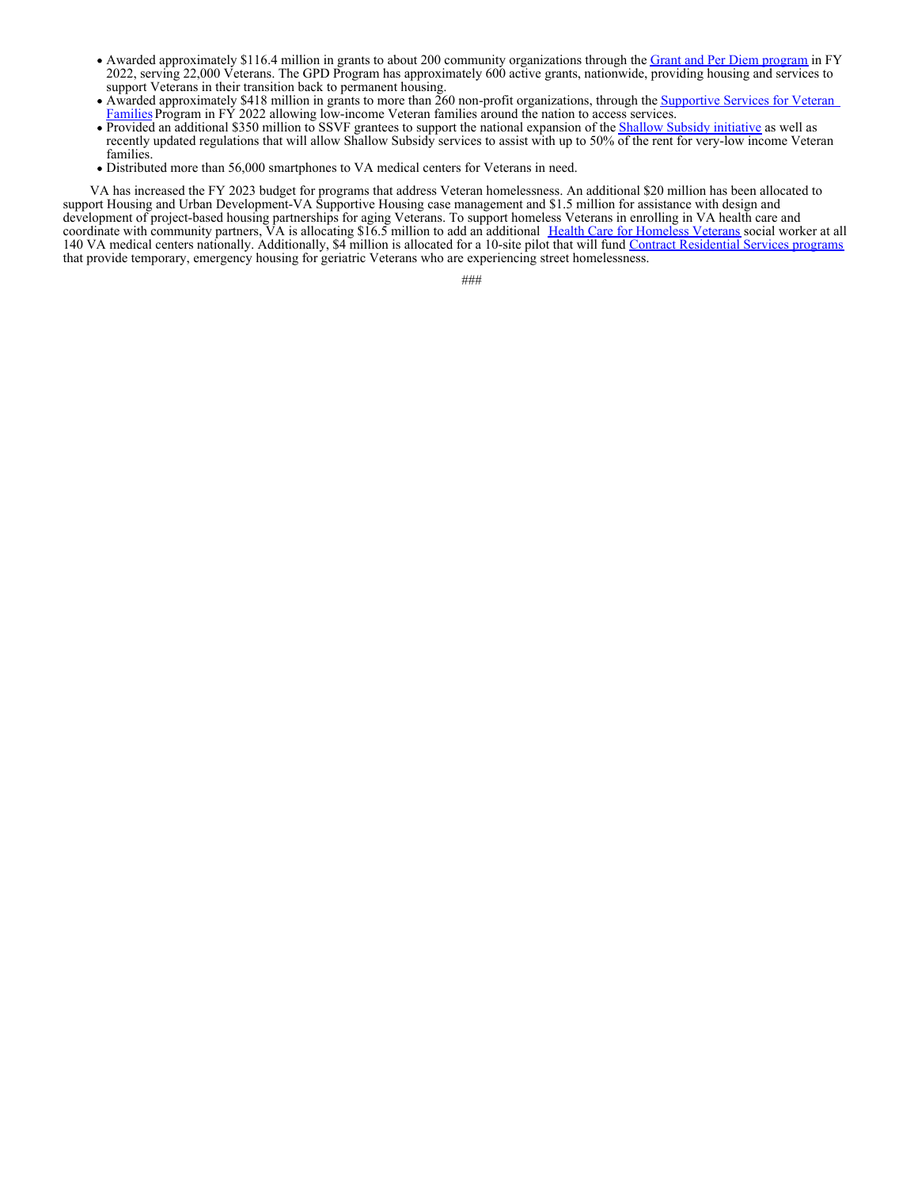- Awarded approximately $116.4 million in grants to about 200 community organizations through the Grant and Per Diem program in FY 2022, serving 22,000 Veterans. The GPD Program has approximately 600 active grants, nationwide, providing housing and services to support Veterans in their transition back to permanent housing.
- Awarded approximately $418 million in grants to more than 260 non-profit organizations, through the Supportive Services for Veteran Families Program in FY 2022 allowing low-income Veteran families around the nation to access services.
- Provided an additional $350 million to SSVF grantees to support the national expansion of the Shallow Subsidy initiative as well as recently updated regulations that will allow Shallow Subsidy services to assist with up to 50% of the rent for very-low income Veteran families.
- Distributed more than 56,000 smartphones to VA medical centers for Veterans in need.

VA has increased the FY 2023 budget for programs that address Veteran homelessness. An additional $20 million has been allocated to support Housing and Urban Development-VA Supportive Housing case management and $1.5 million for assistance with design and development of project-based housing partnerships for aging Veterans. To support homeless Veterans in enrolling in VA health care and coordinate with community partners, VA is allocating $16.5 million to add an additional Health Care for Homeless Veterans social worker at all 140 VA medical centers nationally. Additionally, $4 million is allocated for a 10-site pilot that will fund Contract Residential Services programs that provide temporary, emergency housing for geriatric Veterans who are experiencing street homelessness.

###